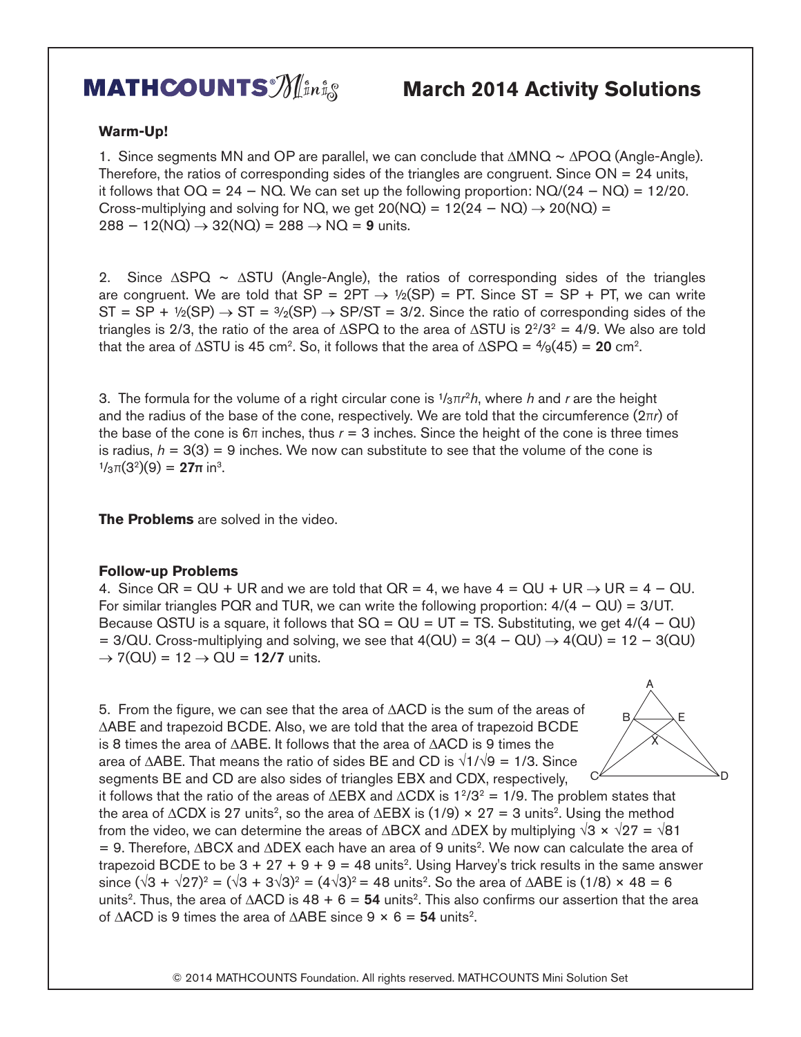# MATHCOUNTS® Minis — March 2014 Activity Solutions

**Warm-Up!**

1. Since segments MN and OP are parallel, we can conclude that $\Delta MNQ \sim \Delta POQ$ (Angle-Angle). Therefore, the ratios of corresponding sides of the triangles are congruent. Since ON = 24 units, it follows that OQ = 24 − NQ. We can set up the following proportion: $NQ/(24 - NQ) = 12/20$. Cross-multiplying and solving for NQ, we get $20(NQ) = 12(24 - NQ) \rightarrow 20(NQ) = 288 - 12(NQ) \rightarrow 32(NQ) = 288 \rightarrow NQ = \mathbf{9}$ units.

2. Since $\Delta SPQ \sim \Delta STU$ (Angle-Angle), the ratios of corresponding sides of the triangles are congruent. We are told that $SP = 2PT \rightarrow \frac{1}{2}(SP) = PT$. Since ST = SP + PT, we can write $ST = SP + \frac{1}{2}(SP) \rightarrow ST = \frac{3}{2}(SP) \rightarrow SP/ST = 3/2$. Since the ratio of corresponding sides of the triangles is 2/3, the ratio of the area of $\Delta SPQ$ to the area of $\Delta STU$ is $2^2/3^2 = 4/9$. We also are told that the area of $\Delta STU$ is 45 $cm^2$. So, it follows that the area of $\Delta SPQ = \frac{4}{9}(45) = \mathbf{20}$ $cm^2$.

3. The formula for the volume of a right circular cone is $\frac{1}{3}\pi r^2 h$, where $h$ and $r$ are the height and the radius of the base of the cone, respectively. We are told that the circumference ($2\pi r$) of the base of the cone is $6\pi$ inches, thus $r = 3$ inches. Since the height of the cone is three times is radius, $h = 3(3) = 9$ inches. We now can substitute to see that the volume of the cone is $\frac{1}{3}\pi(3^2)(9) = \mathbf{27\pi}$ $in^3$.

**The Problems** are solved in the video.

**Follow-up Problems**

4. Since QR = QU + UR and we are told that QR = 4, we have $4 = QU + UR \rightarrow UR = 4 - QU$. For similar triangles PQR and TUR, we can write the following proportion: $4/(4 - QU) = 3/UT$. Because QSTU is a square, it follows that SQ = QU = UT = TS. Substituting, we get $4/(4 - QU) = 3/QU$. Cross-multiplying and solving, we see that $4(QU) = 3(4 - QU) \rightarrow 4(QU) = 12 - 3(QU) \rightarrow 7(QU) = 12 \rightarrow QU = \mathbf{12/7}$ units.

5. From the figure, we can see that the area of $\Delta ACD$ is the sum of the areas of $\Delta ABE$ and trapezoid BCDE. Also, we are told that the area of trapezoid BCDE is 8 times the area of $\Delta ABE$. It follows that the area of $\Delta ACD$ is 9 times the area of $\Delta ABE$. That means the ratio of sides BE and CD is $\sqrt{1}/\sqrt{9} = 1/3$. Since segments BE and CD are also sides of triangles EBX and CDX, respectively, it follows that the ratio of the areas of $\Delta EBX$ and $\Delta CDX$ is $1^2/3^2 = 1/9$. The problem states that the area of $\Delta CDX$ is 27 $units^2$, so the area of $\Delta EBX$ is $(1/9) \times 27 = 3$ $units^2$. Using the method from the video, we can determine the areas of $\Delta BCX$ and $\Delta DEX$ by multiplying $\sqrt{3} \times \sqrt{27} = \sqrt{81} = 9$. Therefore, $\Delta BCX$ and $\Delta DEX$ each have an area of 9 $units^2$. We now can calculate the area of trapezoid BCDE to be $3 + 27 + 9 + 9 = 48$ $units^2$. Using Harvey's trick results in the same answer since $(\sqrt{3} + \sqrt{27})^2 = (\sqrt{3} + 3\sqrt{3})^2 = (4\sqrt{3})^2 = 48$ $units^2$. So the area of $\Delta ABE$ is $(1/8) \times 48 = 6$ $units^2$. Thus, the area of $\Delta ACD$ is $48 + 6 = \mathbf{54}$ $units^2$. This also confirms our assertion that the area of $\Delta ACD$ is 9 times the area of $\Delta ABE$ since $9 \times 6 = \mathbf{54}$ $units^2$.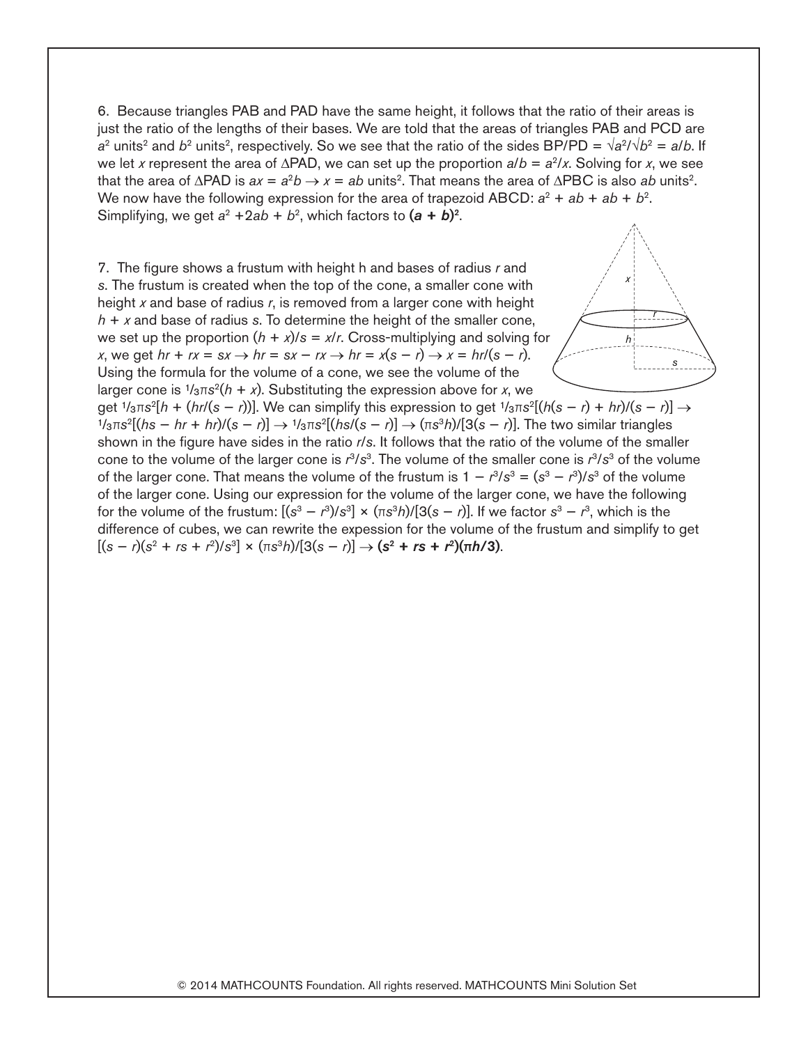6. Because triangles PAB and PAD have the same height, it follows that the ratio of their areas is just the ratio of the lengths of their bases. We are told that the areas of triangles PAB and PCD are $a^2$ units$^2$ and $b^2$ units$^2$, respectively. So we see that the ratio of the sides BP/PD = $\sqrt{a^2}/\sqrt{b^2} = a/b$. If we let $x$ represent the area of ΔPAD, we can set up the proportion $a/b = a^2/x$. Solving for $x$, we see that the area of ΔPAD is $ax = a^2b \rightarrow x = ab$ units$^2$. That means the area of ΔPBC is also $ab$ units$^2$. We now have the following expression for the area of trapezoid ABCD: $a^2 + ab + ab + b^2$. Simplifying, we get $a^2 + 2ab + b^2$, which factors to $\mathbf{(a + b)^2}$.

7. The figure shows a frustum with height h and bases of radius $r$ and $s$. The frustum is created when the top of the cone, a smaller cone with height $x$ and base of radius $r$, is removed from a larger cone with height $h + x$ and base of radius $s$. To determine the height of the smaller cone, we set up the proportion $(h + x)/s = x/r$. Cross-multiplying and solving for $x$, we get $hr + rx = sx \rightarrow hr = sx - rx \rightarrow hr = x(s - r) \rightarrow x = hr/(s - r)$. Using the formula for the volume of a cone, we see the volume of the larger cone is $\frac{1}{3}\pi s^2(h + x)$. Substituting the expression above for $x$, we get $\frac{1}{3}\pi s^2[h + (hr/(s - r))]$. We can simplify this expression to get $\frac{1}{3}\pi s^2[(h(s - r) + hr)/(s - r)] \rightarrow \frac{1}{3}\pi s^2[(hs - hr + hr)/(s - r)] \rightarrow \frac{1}{3}\pi s^2[(hs/(s - r)] \rightarrow (\pi s^3h)/[3(s - r)]$. The two similar triangles shown in the figure have sides in the ratio $r/s$. It follows that the ratio of the volume of the smaller cone to the volume of the larger cone is $r^3/s^3$. The volume of the smaller cone is $r^3/s^3$ of the volume of the larger cone. That means the volume of the frustum is $1 - r^3/s^3 = (s^3 - r^3)/s^3$ of the volume of the larger cone. Using our expression for the volume of the larger cone, we have the following for the volume of the frustum: $[(s^3 - r^3)/s^3] \times (\pi s^3h)/[3(s - r)]$. If we factor $s^3 - r^3$, which is the difference of cubes, we can rewrite the expression for the volume of the frustum and simplify to get $[(s - r)(s^2 + rs + r^2)/s^3] \times (\pi s^3h)/[3(s - r)] \rightarrow \mathbf{(s^2 + rs + r^2)(\pi h/3)}$.

x

r

h

s